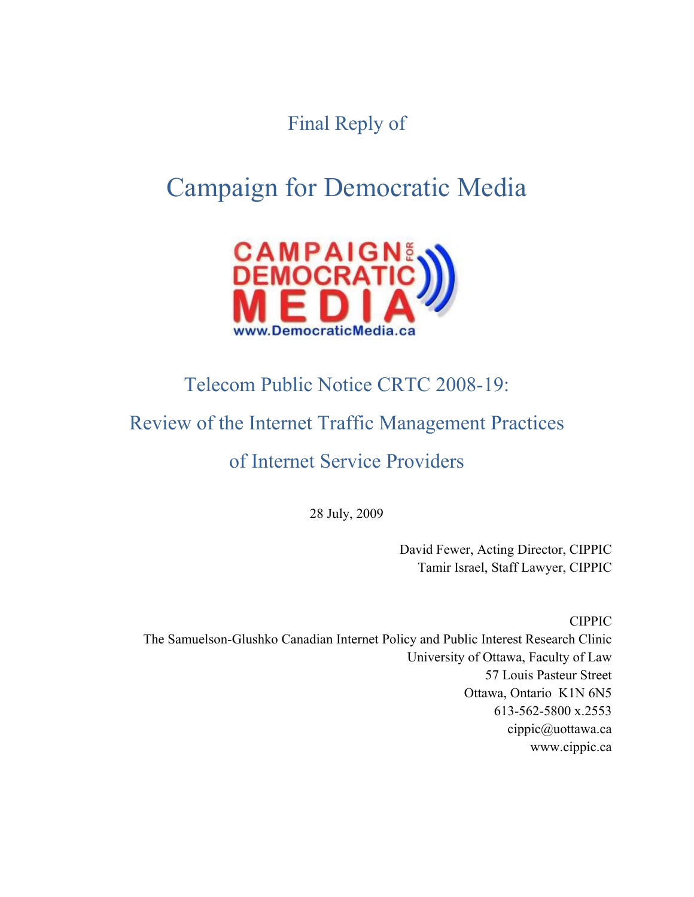Final Reply of

# Campaign for Democratic Media

## Telecom Public Notice CRTC 2008-19:

## Review of the Internet Traffic Management Practices of Internet Service Providers

28 July, 2009

David Fewer, Acting Director, CIPPIC
Tamir Israel, Staff Lawyer, CIPPIC

CIPPIC
The Samuelson-Glushko Canadian Internet Policy and Public Interest Research Clinic
University of Ottawa, Faculty of Law
57 Louis Pasteur Street
Ottawa, Ontario K1N 6N5
613-562-5800 x.2553
cippic@uottawa.ca
www.cippic.ca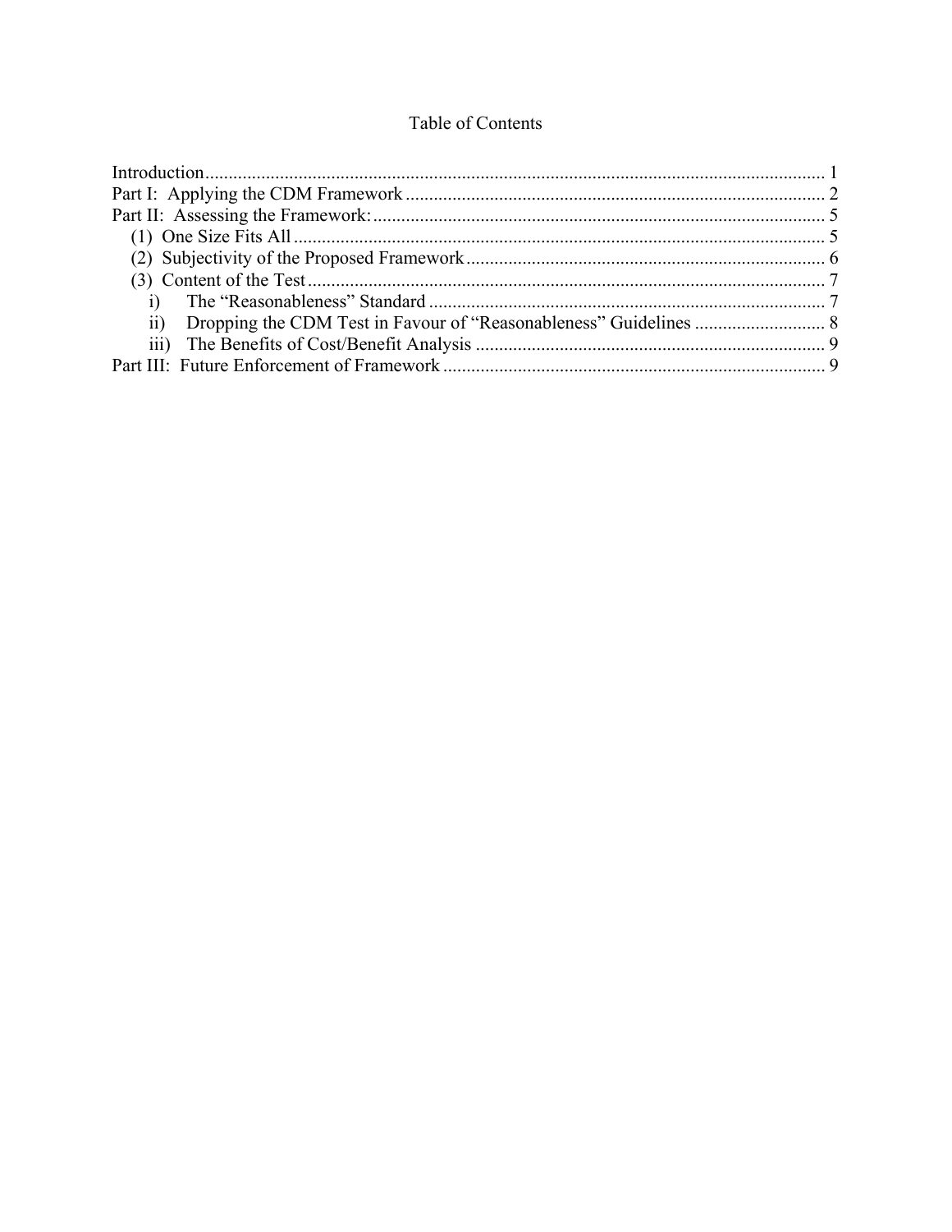# Table of Contents

Introduction .................................................................................................................... 1
Part I: Applying the CDM Framework ......................................................................... 2
Part II: Assessing the Framework: ................................................................................ 5
  (1) One Size Fits All ................................................................................................... 5
  (2) Subjectivity of the Proposed Framework ............................................................. 6
  (3) Content of the Test ................................................................................................ 7
    i) The "Reasonableness" Standard ..................................................................... 7
    ii) Dropping the CDM Test in Favour of "Reasonableness" Guidelines ............ 8
    iii) The Benefits of Cost/Benefit Analysis ........................................................... 9
Part III: Future Enforcement of Framework ................................................................. 9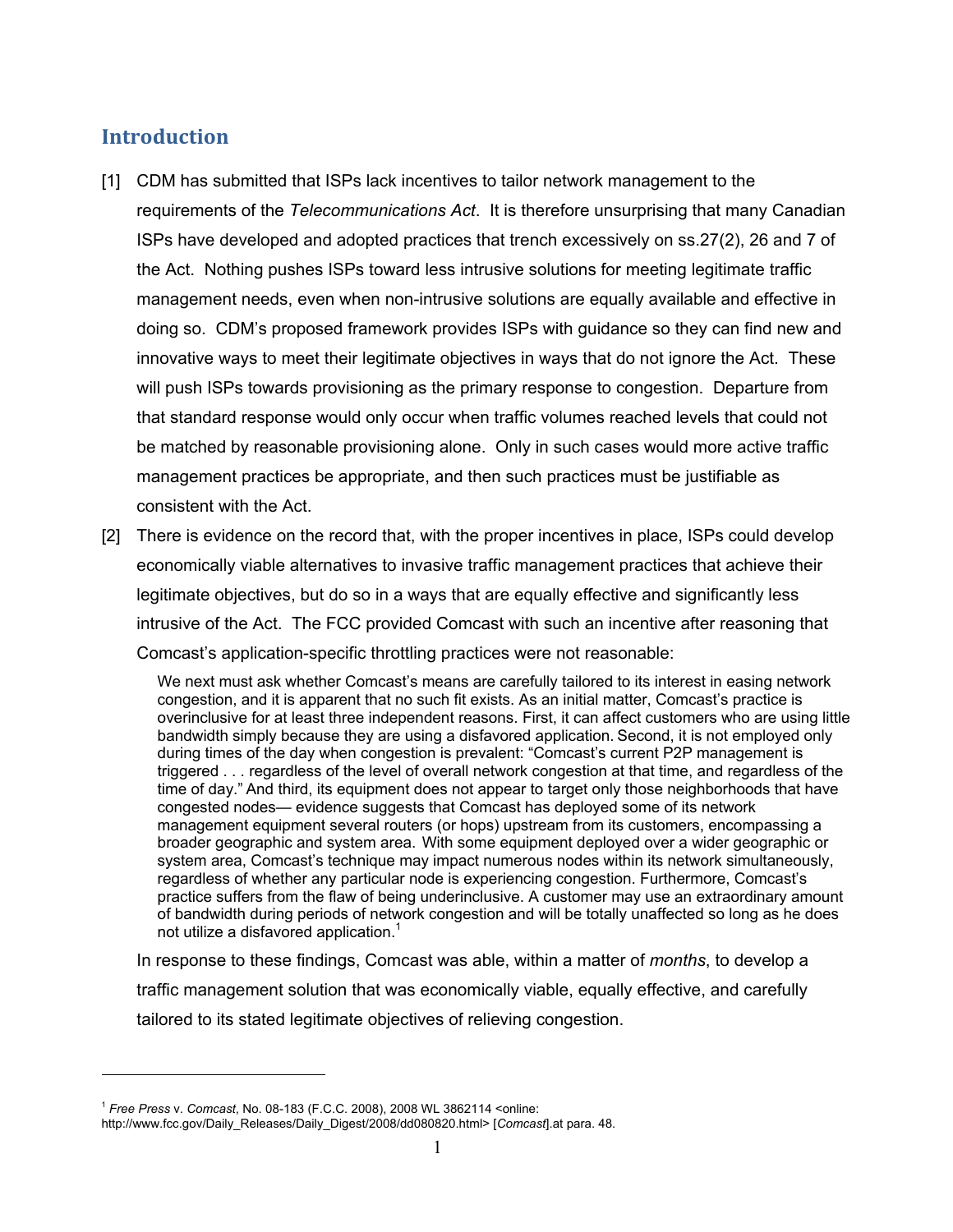## Introduction

[1] CDM has submitted that ISPs lack incentives to tailor network management to the requirements of the *Telecommunications Act*. It is therefore unsurprising that many Canadian ISPs have developed and adopted practices that trench excessively on ss.27(2), 26 and 7 of the Act. Nothing pushes ISPs toward less intrusive solutions for meeting legitimate traffic management needs, even when non-intrusive solutions are equally available and effective in doing so. CDM's proposed framework provides ISPs with guidance so they can find new and innovative ways to meet their legitimate objectives in ways that do not ignore the Act. These will push ISPs towards provisioning as the primary response to congestion. Departure from that standard response would only occur when traffic volumes reached levels that could not be matched by reasonable provisioning alone. Only in such cases would more active traffic management practices be appropriate, and then such practices must be justifiable as consistent with the Act.

[2] There is evidence on the record that, with the proper incentives in place, ISPs could develop economically viable alternatives to invasive traffic management practices that achieve their legitimate objectives, but do so in a ways that are equally effective and significantly less intrusive of the Act. The FCC provided Comcast with such an incentive after reasoning that Comcast's application-specific throttling practices were not reasonable:

> We next must ask whether Comcast's means are carefully tailored to its interest in easing network congestion, and it is apparent that no such fit exists. As an initial matter, Comcast's practice is overinclusive for at least three independent reasons. First, it can affect customers who are using little bandwidth simply because they are using a disfavored application. Second, it is not employed only during times of the day when congestion is prevalent: "Comcast's current P2P management is triggered . . . regardless of the level of overall network congestion at that time, and regardless of the time of day." And third, its equipment does not appear to target only those neighborhoods that have congested nodes— evidence suggests that Comcast has deployed some of its network management equipment several routers (or hops) upstream from its customers, encompassing a broader geographic and system area. With some equipment deployed over a wider geographic or system area, Comcast's technique may impact numerous nodes within its network simultaneously, regardless of whether any particular node is experiencing congestion. Furthermore, Comcast's practice suffers from the flaw of being underinclusive. A customer may use an extraordinary amount of bandwidth during periods of network congestion and will be totally unaffected so long as he does not utilize a disfavored application.[1]

In response to these findings, Comcast was able, within a matter of *months*, to develop a traffic management solution that was economically viable, equally effective, and carefully tailored to its stated legitimate objectives of relieving congestion.

---

[1] *Free Press* v. *Comcast*, No. 08-183 (F.C.C. 2008), 2008 WL 3862114 <online: http://www.fcc.gov/Daily_Releases/Daily_Digest/2008/dd080820.html> [*Comcast*].at para. 48.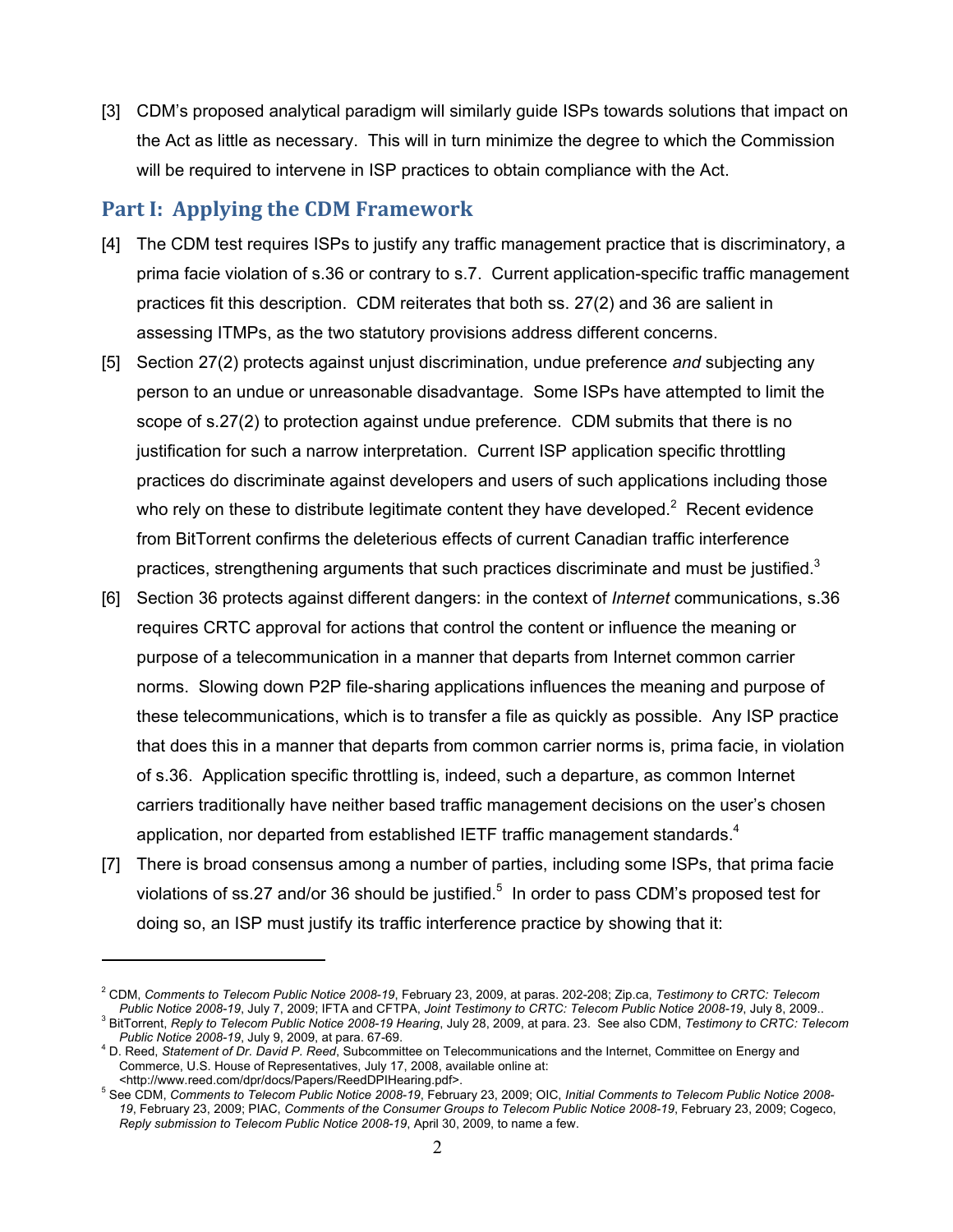[3] CDM's proposed analytical paradigm will similarly guide ISPs towards solutions that impact on the Act as little as necessary. This will in turn minimize the degree to which the Commission will be required to intervene in ISP practices to obtain compliance with the Act.

## Part I: Applying the CDM Framework

[4] The CDM test requires ISPs to justify any traffic management practice that is discriminatory, a prima facie violation of s.36 or contrary to s.7. Current application-specific traffic management practices fit this description. CDM reiterates that both ss. 27(2) and 36 are salient in assessing ITMPs, as the two statutory provisions address different concerns.

[5] Section 27(2) protects against unjust discrimination, undue preference *and* subjecting any person to an undue or unreasonable disadvantage. Some ISPs have attempted to limit the scope of s.27(2) to protection against undue preference. CDM submits that there is no justification for such a narrow interpretation. Current ISP application specific throttling practices do discriminate against developers and users of such applications including those who rely on these to distribute legitimate content they have developed.[2] Recent evidence from BitTorrent confirms the deleterious effects of current Canadian traffic interference practices, strengthening arguments that such practices discriminate and must be justified.[3]

[6] Section 36 protects against different dangers: in the context of *Internet* communications, s.36 requires CRTC approval for actions that control the content or influence the meaning or purpose of a telecommunication in a manner that departs from Internet common carrier norms. Slowing down P2P file-sharing applications influences the meaning and purpose of these telecommunications, which is to transfer a file as quickly as possible. Any ISP practice that does this in a manner that departs from common carrier norms is, prima facie, in violation of s.36. Application specific throttling is, indeed, such a departure, as common Internet carriers traditionally have neither based traffic management decisions on the user's chosen application, nor departed from established IETF traffic management standards.[4]

[7] There is broad consensus among a number of parties, including some ISPs, that prima facie violations of ss.27 and/or 36 should be justified.[5] In order to pass CDM's proposed test for doing so, an ISP must justify its traffic interference practice by showing that it:

---

[2] CDM, *Comments to Telecom Public Notice 2008-19*, February 23, 2009, at paras. 202-208; Zip.ca, *Testimony to CRTC: Telecom Public Notice 2008-19*, July 7, 2009; IFTA and CFTPA, *Joint Testimony to CRTC: Telecom Public Notice 2008-19*, July 8, 2009..

[3] BitTorrent, *Reply to Telecom Public Notice 2008-19 Hearing*, July 28, 2009, at para. 23. See also CDM, *Testimony to CRTC: Telecom Public Notice 2008-19*, July 9, 2009, at para. 67-69.

[4] D. Reed, *Statement of Dr. David P. Reed*, Subcommittee on Telecommunications and the Internet, Committee on Energy and Commerce, U.S. House of Representatives, July 17, 2008, available online at: <http://www.reed.com/dpr/docs/Papers/ReedDPIHearing.pdf>.

[5] See CDM, *Comments to Telecom Public Notice 2008-19*, February 23, 2009; OIC, *Initial Comments to Telecom Public Notice 2008-19*, February 23, 2009; PIAC, *Comments of the Consumer Groups to Telecom Public Notice 2008-19*, February 23, 2009; Cogeco, *Reply submission to Telecom Public Notice 2008-19*, April 30, 2009, to name a few.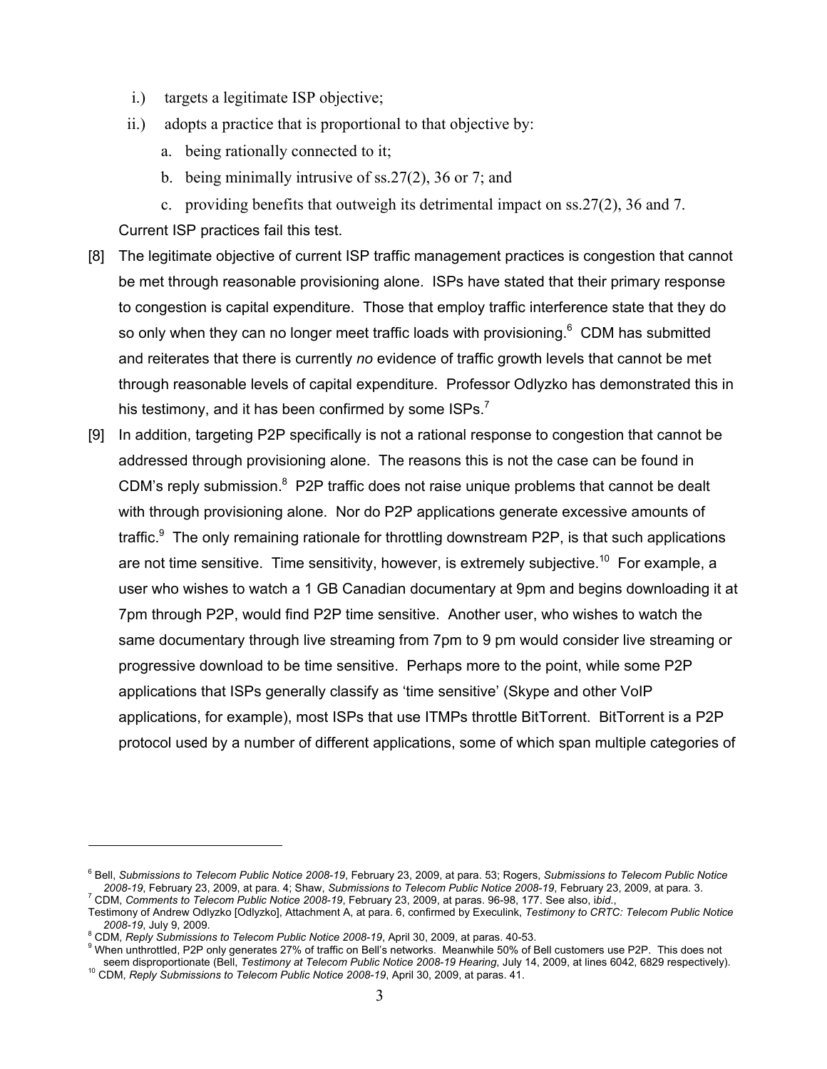i.) targets a legitimate ISP objective;

ii.) adopts a practice that is proportional to that objective by:

a. being rationally connected to it;

b. being minimally intrusive of ss.27(2), 36 or 7; and

c. providing benefits that outweigh its detrimental impact on ss.27(2), 36 and 7.

Current ISP practices fail this test.

[8] The legitimate objective of current ISP traffic management practices is congestion that cannot be met through reasonable provisioning alone. ISPs have stated that their primary response to congestion is capital expenditure. Those that employ traffic interference state that they do so only when they can no longer meet traffic loads with provisioning.[6] CDM has submitted and reiterates that there is currently *no* evidence of traffic growth levels that cannot be met through reasonable levels of capital expenditure. Professor Odlyzko has demonstrated this in his testimony, and it has been confirmed by some ISPs.[7]

[9] In addition, targeting P2P specifically is not a rational response to congestion that cannot be addressed through provisioning alone. The reasons this is not the case can be found in CDM's reply submission.[8] P2P traffic does not raise unique problems that cannot be dealt with through provisioning alone. Nor do P2P applications generate excessive amounts of traffic.[9] The only remaining rationale for throttling downstream P2P, is that such applications are not time sensitive. Time sensitivity, however, is extremely subjective.[10] For example, a user who wishes to watch a 1 GB Canadian documentary at 9pm and begins downloading it at 7pm through P2P, would find P2P time sensitive. Another user, who wishes to watch the same documentary through live streaming from 7pm to 9 pm would consider live streaming or progressive download to be time sensitive. Perhaps more to the point, while some P2P applications that ISPs generally classify as 'time sensitive' (Skype and other VoIP applications, for example), most ISPs that use ITMPs throttle BitTorrent. BitTorrent is a P2P protocol used by a number of different applications, some of which span multiple categories of

---

[6] Bell, *Submissions to Telecom Public Notice 2008-19*, February 23, 2009, at para. 53; Rogers, *Submissions to Telecom Public Notice 2008-19*, February 23, 2009, at para. 4; Shaw, *Submissions to Telecom Public Notice 2008-19*, February 23, 2009, at para. 3.

[7] CDM, *Comments to Telecom Public Notice 2008-19*, February 23, 2009, at paras. 96-98, 177. See also, i*bid*., Testimony of Andrew Odlyzko [Odlyzko], Attachment A, at para. 6, confirmed by Execulink, *Testimony to CRTC: Telecom Public Notice 2008-19*, July 9, 2009.

[8] CDM, *Reply Submissions to Telecom Public Notice 2008-19*, April 30, 2009, at paras. 40-53.

[9] When unthrottled, P2P only generates 27% of traffic on Bell's networks. Meanwhile 50% of Bell customers use P2P. This does not seem disproportionate (Bell, *Testimony at Telecom Public Notice 2008-19 Hearing*, July 14, 2009, at lines 6042, 6829 respectively).

[10] CDM, *Reply Submissions to Telecom Public Notice 2008-19*, April 30, 2009, at paras. 41.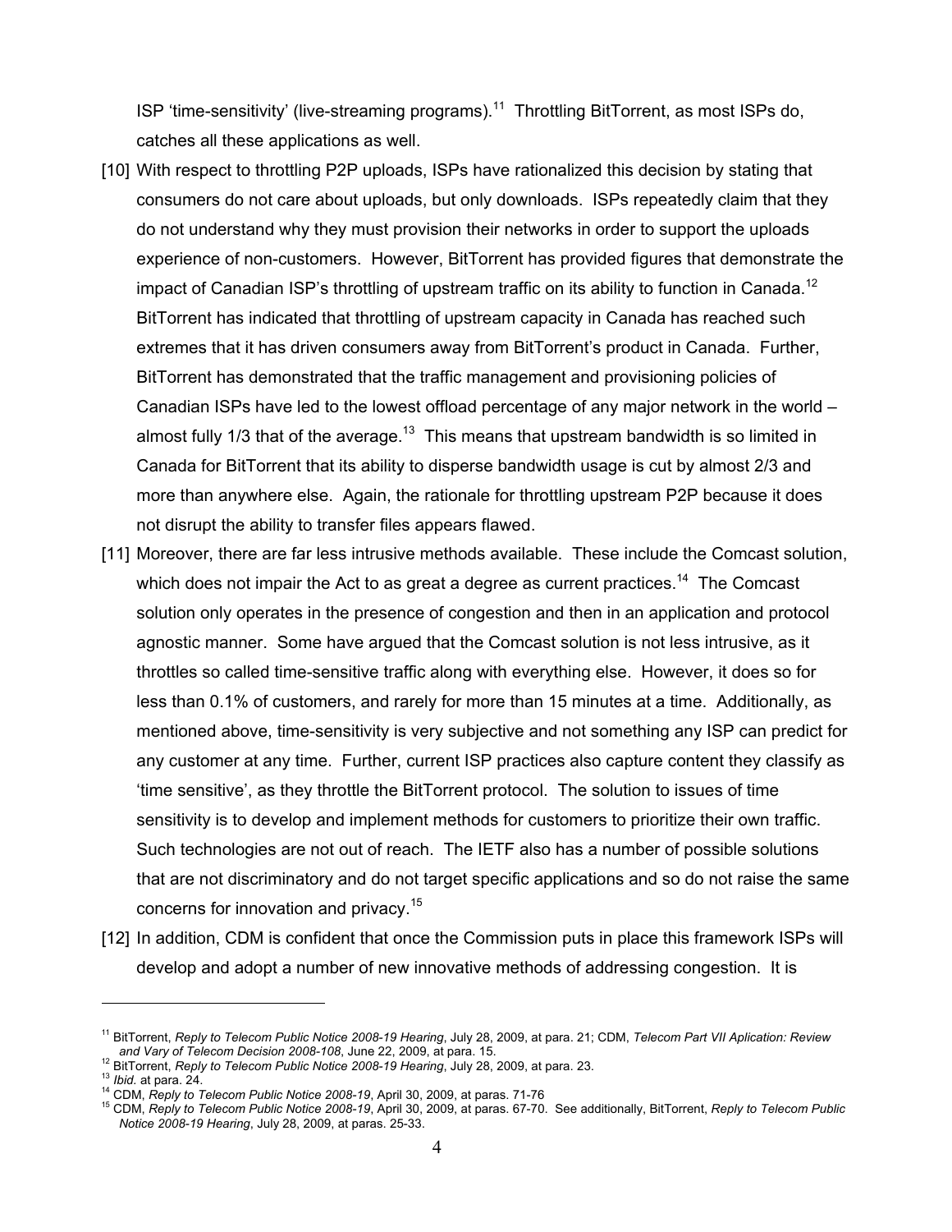ISP 'time-sensitivity' (live-streaming programs).[11] Throttling BitTorrent, as most ISPs do, catches all these applications as well.

[10] With respect to throttling P2P uploads, ISPs have rationalized this decision by stating that consumers do not care about uploads, but only downloads. ISPs repeatedly claim that they do not understand why they must provision their networks in order to support the uploads experience of non-customers. However, BitTorrent has provided figures that demonstrate the impact of Canadian ISP's throttling of upstream traffic on its ability to function in Canada.[12] BitTorrent has indicated that throttling of upstream capacity in Canada has reached such extremes that it has driven consumers away from BitTorrent's product in Canada. Further, BitTorrent has demonstrated that the traffic management and provisioning policies of Canadian ISPs have led to the lowest offload percentage of any major network in the world – almost fully 1/3 that of the average.[13] This means that upstream bandwidth is so limited in Canada for BitTorrent that its ability to disperse bandwidth usage is cut by almost 2/3 and more than anywhere else. Again, the rationale for throttling upstream P2P because it does not disrupt the ability to transfer files appears flawed.

[11] Moreover, there are far less intrusive methods available. These include the Comcast solution, which does not impair the Act to as great a degree as current practices.[14] The Comcast solution only operates in the presence of congestion and then in an application and protocol agnostic manner. Some have argued that the Comcast solution is not less intrusive, as it throttles so called time-sensitive traffic along with everything else. However, it does so for less than 0.1% of customers, and rarely for more than 15 minutes at a time. Additionally, as mentioned above, time-sensitivity is very subjective and not something any ISP can predict for any customer at any time. Further, current ISP practices also capture content they classify as 'time sensitive', as they throttle the BitTorrent protocol. The solution to issues of time sensitivity is to develop and implement methods for customers to prioritize their own traffic. Such technologies are not out of reach. The IETF also has a number of possible solutions that are not discriminatory and do not target specific applications and so do not raise the same concerns for innovation and privacy.[15]

[12] In addition, CDM is confident that once the Commission puts in place this framework ISPs will develop and adopt a number of new innovative methods of addressing congestion. It is

---

[11] BitTorrent, *Reply to Telecom Public Notice 2008-19 Hearing*, July 28, 2009, at para. 21; CDM, *Telecom Part VII Aplication: Review and Vary of Telecom Decision 2008-108*, June 22, 2009, at para. 15.

[12] BitTorrent, *Reply to Telecom Public Notice 2008-19 Hearing*, July 28, 2009, at para. 23.

[13] *Ibid.* at para. 24.

[14] CDM, *Reply to Telecom Public Notice 2008-19*, April 30, 2009, at paras. 71-76

[15] CDM, *Reply to Telecom Public Notice 2008-19*, April 30, 2009, at paras. 67-70. See additionally, BitTorrent, *Reply to Telecom Public Notice 2008-19 Hearing*, July 28, 2009, at paras. 25-33.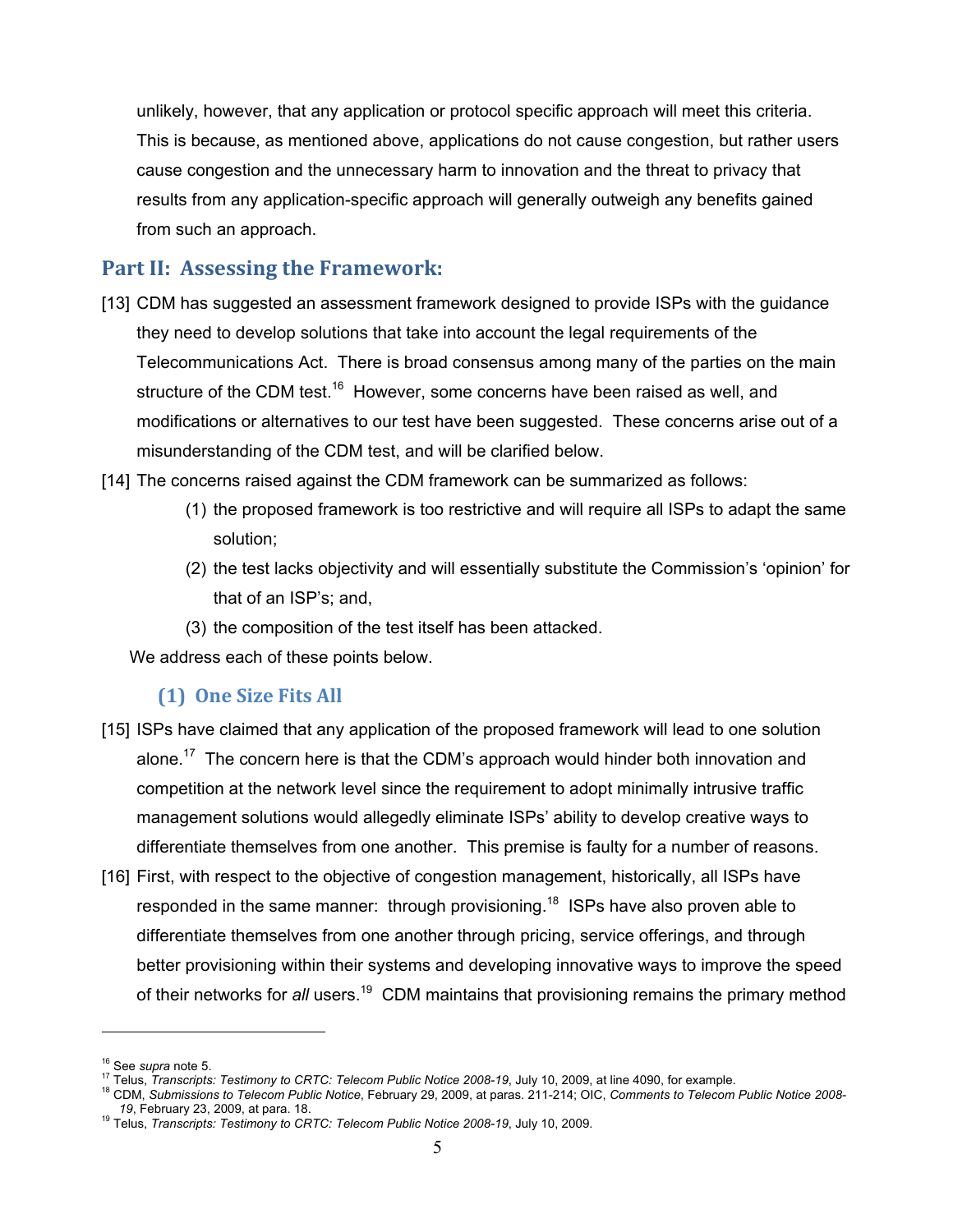unlikely, however, that any application or protocol specific approach will meet this criteria. This is because, as mentioned above, applications do not cause congestion, but rather users cause congestion and the unnecessary harm to innovation and the threat to privacy that results from any application-specific approach will generally outweigh any benefits gained from such an approach.

## Part II: Assessing the Framework:

[13] CDM has suggested an assessment framework designed to provide ISPs with the guidance they need to develop solutions that take into account the legal requirements of the Telecommunications Act. There is broad consensus among many of the parties on the main structure of the CDM test.[16] However, some concerns have been raised as well, and modifications or alternatives to our test have been suggested. These concerns arise out of a misunderstanding of the CDM test, and will be clarified below.

[14] The concerns raised against the CDM framework can be summarized as follows:

(1) the proposed framework is too restrictive and will require all ISPs to adapt the same solution;

(2) the test lacks objectivity and will essentially substitute the Commission's 'opinion' for that of an ISP's; and,

(3) the composition of the test itself has been attacked.

We address each of these points below.

### (1) One Size Fits All

[15] ISPs have claimed that any application of the proposed framework will lead to one solution alone.[17] The concern here is that the CDM's approach would hinder both innovation and competition at the network level since the requirement to adopt minimally intrusive traffic management solutions would allegedly eliminate ISPs' ability to develop creative ways to differentiate themselves from one another. This premise is faulty for a number of reasons.

[16] First, with respect to the objective of congestion management, historically, all ISPs have responded in the same manner: through provisioning.[18] ISPs have also proven able to differentiate themselves from one another through pricing, service offerings, and through better provisioning within their systems and developing innovative ways to improve the speed of their networks for *all* users.[19] CDM maintains that provisioning remains the primary method

---

[16] See *supra* note 5.

[17] Telus, *Transcripts: Testimony to CRTC: Telecom Public Notice 2008-19*, July 10, 2009, at line 4090, for example.

[18] CDM, *Submissions to Telecom Public Notice*, February 29, 2009, at paras. 211-214; OIC, *Comments to Telecom Public Notice 2008-19*, February 23, 2009, at para. 18.

[19] Telus, *Transcripts: Testimony to CRTC: Telecom Public Notice 2008-19*, July 10, 2009.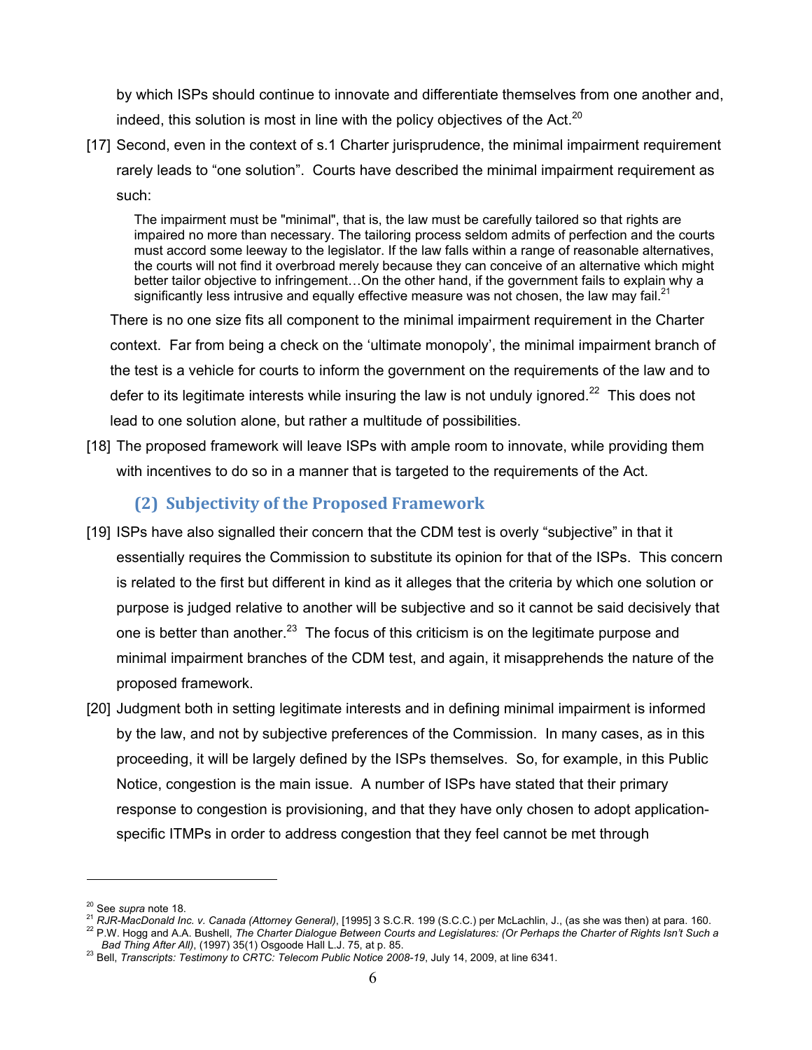by which ISPs should continue to innovate and differentiate themselves from one another and, indeed, this solution is most in line with the policy objectives of the Act.[20]

[17] Second, even in the context of s.1 Charter jurisprudence, the minimal impairment requirement rarely leads to "one solution". Courts have described the minimal impairment requirement as such:

> The impairment must be "minimal", that is, the law must be carefully tailored so that rights are impaired no more than necessary. The tailoring process seldom admits of perfection and the courts must accord some leeway to the legislator. If the law falls within a range of reasonable alternatives, the courts will not find it overbroad merely because they can conceive of an alternative which might better tailor objective to infringement…On the other hand, if the government fails to explain why a significantly less intrusive and equally effective measure was not chosen, the law may fail.[21]

There is no one size fits all component to the minimal impairment requirement in the Charter context. Far from being a check on the 'ultimate monopoly', the minimal impairment branch of the test is a vehicle for courts to inform the government on the requirements of the law and to defer to its legitimate interests while insuring the law is not unduly ignored.[22] This does not lead to one solution alone, but rather a multitude of possibilities.

[18] The proposed framework will leave ISPs with ample room to innovate, while providing them with incentives to do so in a manner that is targeted to the requirements of the Act.

### (2) Subjectivity of the Proposed Framework

[19] ISPs have also signalled their concern that the CDM test is overly "subjective" in that it essentially requires the Commission to substitute its opinion for that of the ISPs. This concern is related to the first but different in kind as it alleges that the criteria by which one solution or purpose is judged relative to another will be subjective and so it cannot be said decisively that one is better than another.[23] The focus of this criticism is on the legitimate purpose and minimal impairment branches of the CDM test, and again, it misapprehends the nature of the proposed framework.

[20] Judgment both in setting legitimate interests and in defining minimal impairment is informed by the law, and not by subjective preferences of the Commission. In many cases, as in this proceeding, it will be largely defined by the ISPs themselves. So, for example, in this Public Notice, congestion is the main issue. A number of ISPs have stated that their primary response to congestion is provisioning, and that they have only chosen to adopt application-specific ITMPs in order to address congestion that they feel cannot be met through

---

[20] See *supra* note 18.

[21] *RJR-MacDonald Inc. v. Canada (Attorney General)*, [1995] 3 S.C.R. 199 (S.C.C.) per McLachlin, J., (as she was then) at para. 160.

[22] P.W. Hogg and A.A. Bushell, *The Charter Dialogue Between Courts and Legislatures: (Or Perhaps the Charter of Rights Isn't Such a Bad Thing After All)*, (1997) 35(1) Osgoode Hall L.J. 75, at p. 85.

[23] Bell, *Transcripts: Testimony to CRTC: Telecom Public Notice 2008-19*, July 14, 2009, at line 6341.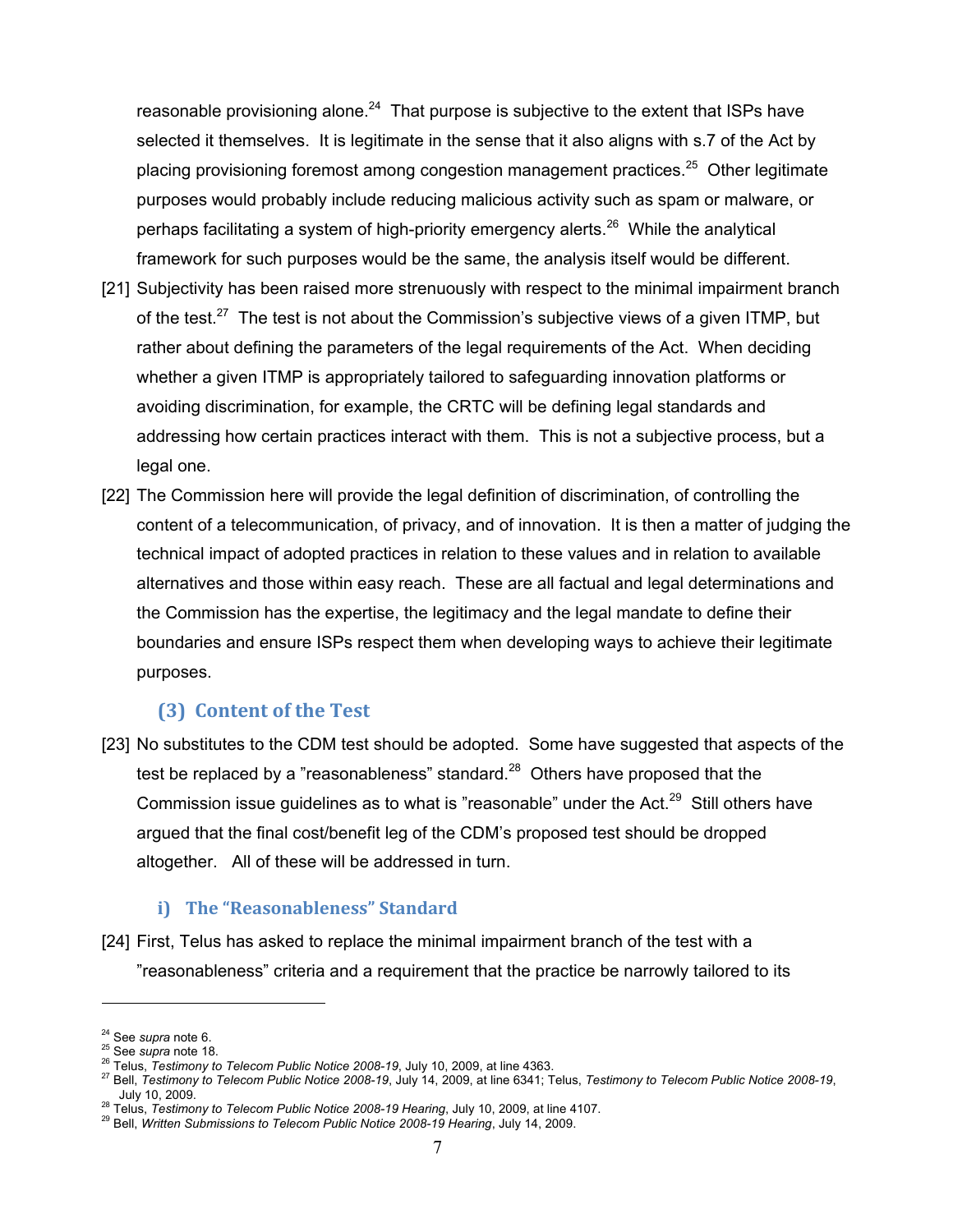reasonable provisioning alone.[24] That purpose is subjective to the extent that ISPs have selected it themselves. It is legitimate in the sense that it also aligns with s.7 of the Act by placing provisioning foremost among congestion management practices.[25] Other legitimate purposes would probably include reducing malicious activity such as spam or malware, or perhaps facilitating a system of high-priority emergency alerts.[26] While the analytical framework for such purposes would be the same, the analysis itself would be different.

[21] Subjectivity has been raised more strenuously with respect to the minimal impairment branch of the test.[27] The test is not about the Commission's subjective views of a given ITMP, but rather about defining the parameters of the legal requirements of the Act. When deciding whether a given ITMP is appropriately tailored to safeguarding innovation platforms or avoiding discrimination, for example, the CRTC will be defining legal standards and addressing how certain practices interact with them. This is not a subjective process, but a legal one.

[22] The Commission here will provide the legal definition of discrimination, of controlling the content of a telecommunication, of privacy, and of innovation. It is then a matter of judging the technical impact of adopted practices in relation to these values and in relation to available alternatives and those within easy reach. These are all factual and legal determinations and the Commission has the expertise, the legitimacy and the legal mandate to define their boundaries and ensure ISPs respect them when developing ways to achieve their legitimate purposes.

### (3) Content of the Test

[23] No substitutes to the CDM test should be adopted. Some have suggested that aspects of the test be replaced by a "reasonableness" standard.[28] Others have proposed that the Commission issue guidelines as to what is "reasonable" under the Act.[29] Still others have argued that the final cost/benefit leg of the CDM's proposed test should be dropped altogether. All of these will be addressed in turn.

#### i) The "Reasonableness" Standard

[24] First, Telus has asked to replace the minimal impairment branch of the test with a "reasonableness" criteria and a requirement that the practice be narrowly tailored to its

---

[24] See *supra* note 6.
[25] See *supra* note 18.
[26] Telus, *Testimony to Telecom Public Notice 2008-19*, July 10, 2009, at line 4363.
[27] Bell, *Testimony to Telecom Public Notice 2008-19*, July 14, 2009, at line 6341; Telus, *Testimony to Telecom Public Notice 2008-19*, July 10, 2009.
[28] Telus, *Testimony to Telecom Public Notice 2008-19 Hearing*, July 10, 2009, at line 4107.
[29] Bell, *Written Submissions to Telecom Public Notice 2008-19 Hearing*, July 14, 2009.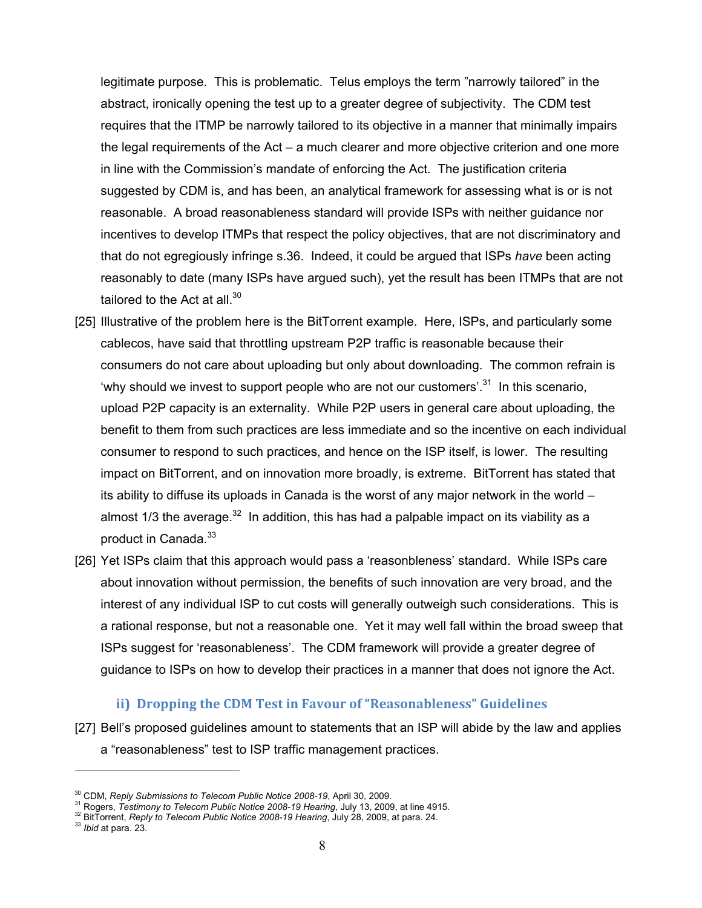legitimate purpose. This is problematic. Telus employs the term "narrowly tailored" in the abstract, ironically opening the test up to a greater degree of subjectivity. The CDM test requires that the ITMP be narrowly tailored to its objective in a manner that minimally impairs the legal requirements of the Act – a much clearer and more objective criterion and one more in line with the Commission's mandate of enforcing the Act. The justification criteria suggested by CDM is, and has been, an analytical framework for assessing what is or is not reasonable. A broad reasonableness standard will provide ISPs with neither guidance nor incentives to develop ITMPs that respect the policy objectives, that are not discriminatory and that do not egregiously infringe s.36. Indeed, it could be argued that ISPs *have* been acting reasonably to date (many ISPs have argued such), yet the result has been ITMPs that are not tailored to the Act at all.[30]

[25] Illustrative of the problem here is the BitTorrent example. Here, ISPs, and particularly some cablecos, have said that throttling upstream P2P traffic is reasonable because their consumers do not care about uploading but only about downloading. The common refrain is 'why should we invest to support people who are not our customers'.[31] In this scenario, upload P2P capacity is an externality. While P2P users in general care about uploading, the benefit to them from such practices are less immediate and so the incentive on each individual consumer to respond to such practices, and hence on the ISP itself, is lower. The resulting impact on BitTorrent, and on innovation more broadly, is extreme. BitTorrent has stated that its ability to diffuse its uploads in Canada is the worst of any major network in the world – almost 1/3 the average.[32] In addition, this has had a palpable impact on its viability as a product in Canada.[33]

[26] Yet ISPs claim that this approach would pass a 'reasonbleness' standard. While ISPs care about innovation without permission, the benefits of such innovation are very broad, and the interest of any individual ISP to cut costs will generally outweigh such considerations. This is a rational response, but not a reasonable one. Yet it may well fall within the broad sweep that ISPs suggest for 'reasonableness'. The CDM framework will provide a greater degree of guidance to ISPs on how to develop their practices in a manner that does not ignore the Act.

### ii) Dropping the CDM Test in Favour of "Reasonableness" Guidelines

[27] Bell's proposed guidelines amount to statements that an ISP will abide by the law and applies a "reasonableness" test to ISP traffic management practices.

---

[30] CDM, *Reply Submissions to Telecom Public Notice 2008-19*, April 30, 2009.
[31] Rogers, *Testimony to Telecom Public Notice 2008-19 Hearing*, July 13, 2009, at line 4915.
[32] BitTorrent, *Reply to Telecom Public Notice 2008-19 Hearing*, July 28, 2009, at para. 24.
[33] *Ibid* at para. 23.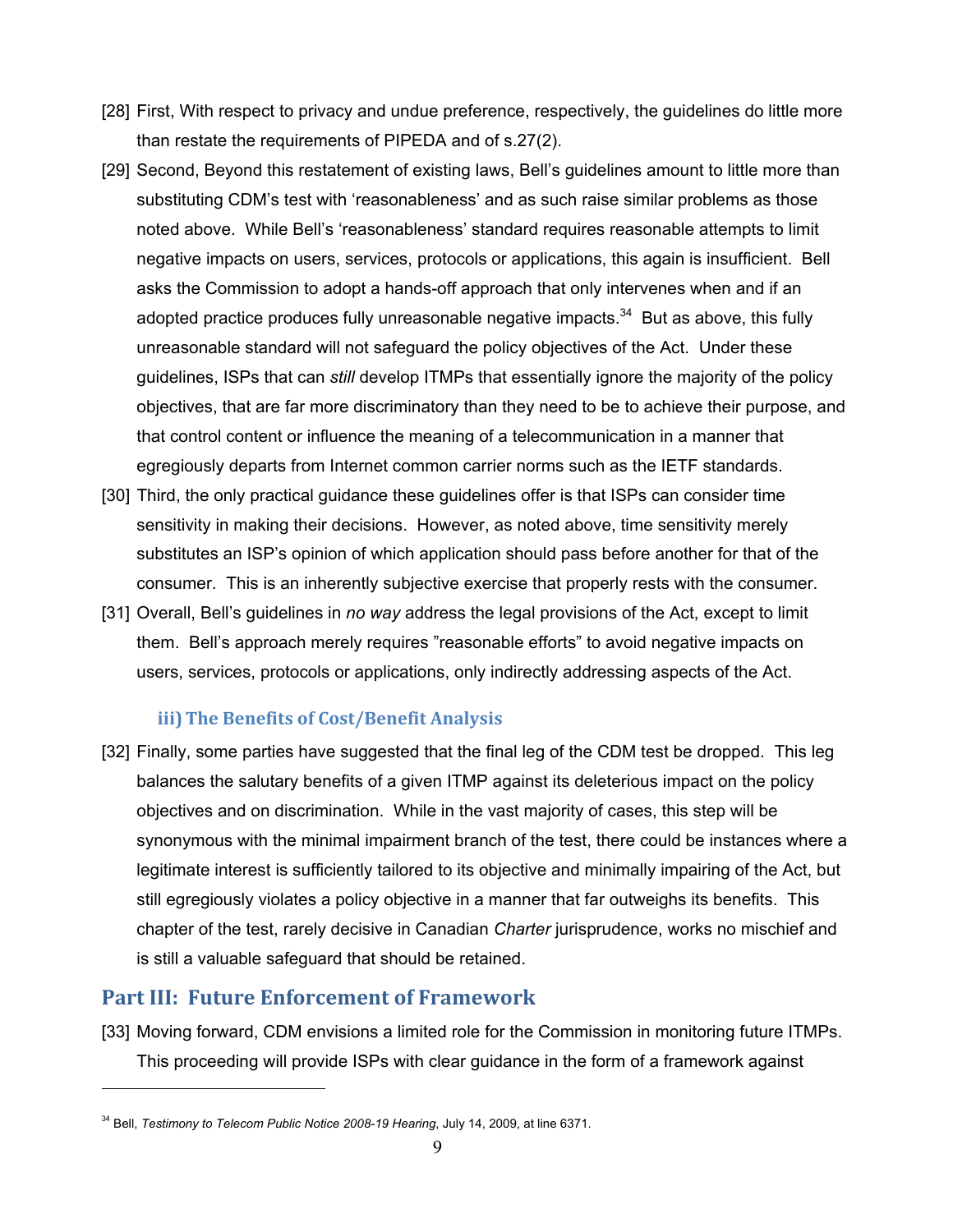[28] First, With respect to privacy and undue preference, respectively, the guidelines do little more than restate the requirements of PIPEDA and of s.27(2).

[29] Second, Beyond this restatement of existing laws, Bell's guidelines amount to little more than substituting CDM's test with 'reasonableness' and as such raise similar problems as those noted above. While Bell's 'reasonableness' standard requires reasonable attempts to limit negative impacts on users, services, protocols or applications, this again is insufficient. Bell asks the Commission to adopt a hands-off approach that only intervenes when and if an adopted practice produces fully unreasonable negative impacts.[34] But as above, this fully unreasonable standard will not safeguard the policy objectives of the Act. Under these guidelines, ISPs that can *still* develop ITMPs that essentially ignore the majority of the policy objectives, that are far more discriminatory than they need to be to achieve their purpose, and that control content or influence the meaning of a telecommunication in a manner that egregiously departs from Internet common carrier norms such as the IETF standards.

[30] Third, the only practical guidance these guidelines offer is that ISPs can consider time sensitivity in making their decisions. However, as noted above, time sensitivity merely substitutes an ISP's opinion of which application should pass before another for that of the consumer. This is an inherently subjective exercise that properly rests with the consumer.

[31] Overall, Bell's guidelines in *no way* address the legal provisions of the Act, except to limit them. Bell's approach merely requires "reasonable efforts" to avoid negative impacts on users, services, protocols or applications, only indirectly addressing aspects of the Act.

### iii) The Benefits of Cost/Benefit Analysis

[32] Finally, some parties have suggested that the final leg of the CDM test be dropped. This leg balances the salutary benefits of a given ITMP against its deleterious impact on the policy objectives and on discrimination. While in the vast majority of cases, this step will be synonymous with the minimal impairment branch of the test, there could be instances where a legitimate interest is sufficiently tailored to its objective and minimally impairing of the Act, but still egregiously violates a policy objective in a manner that far outweighs its benefits. This chapter of the test, rarely decisive in Canadian *Charter* jurisprudence, works no mischief and is still a valuable safeguard that should be retained.

## Part III: Future Enforcement of Framework

[33] Moving forward, CDM envisions a limited role for the Commission in monitoring future ITMPs. This proceeding will provide ISPs with clear guidance in the form of a framework against

[34] Bell, *Testimony to Telecom Public Notice 2008-19 Hearing*, July 14, 2009, at line 6371.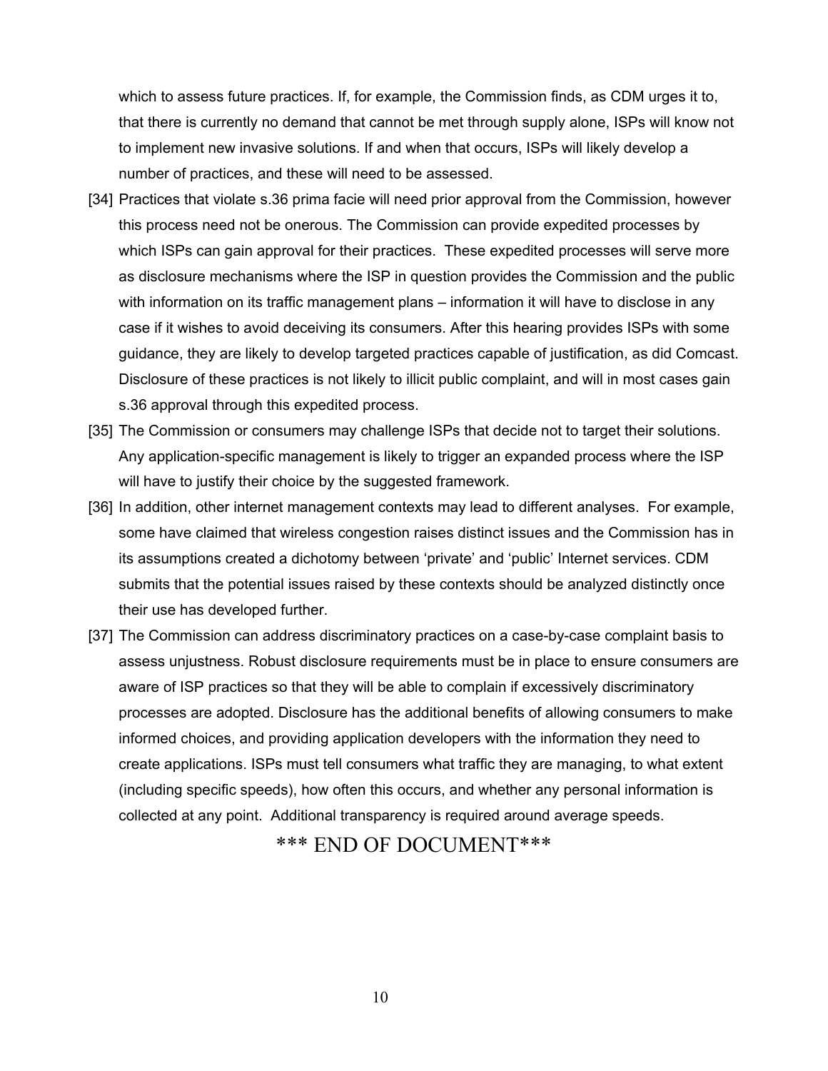which to assess future practices. If, for example, the Commission finds, as CDM urges it to, that there is currently no demand that cannot be met through supply alone, ISPs will know not to implement new invasive solutions. If and when that occurs, ISPs will likely develop a number of practices, and these will need to be assessed.

[34] Practices that violate s.36 prima facie will need prior approval from the Commission, however this process need not be onerous. The Commission can provide expedited processes by which ISPs can gain approval for their practices. These expedited processes will serve more as disclosure mechanisms where the ISP in question provides the Commission and the public with information on its traffic management plans – information it will have to disclose in any case if it wishes to avoid deceiving its consumers. After this hearing provides ISPs with some guidance, they are likely to develop targeted practices capable of justification, as did Comcast. Disclosure of these practices is not likely to illicit public complaint, and will in most cases gain s.36 approval through this expedited process.

[35] The Commission or consumers may challenge ISPs that decide not to target their solutions. Any application-specific management is likely to trigger an expanded process where the ISP will have to justify their choice by the suggested framework.

[36] In addition, other internet management contexts may lead to different analyses. For example, some have claimed that wireless congestion raises distinct issues and the Commission has in its assumptions created a dichotomy between 'private' and 'public' Internet services. CDM submits that the potential issues raised by these contexts should be analyzed distinctly once their use has developed further.

[37] The Commission can address discriminatory practices on a case-by-case complaint basis to assess unjustness. Robust disclosure requirements must be in place to ensure consumers are aware of ISP practices so that they will be able to complain if excessively discriminatory processes are adopted. Disclosure has the additional benefits of allowing consumers to make informed choices, and providing application developers with the information they need to create applications. ISPs must tell consumers what traffic they are managing, to what extent (including specific speeds), how often this occurs, and whether any personal information is collected at any point. Additional transparency is required around average speeds.

*** END OF DOCUMENT***